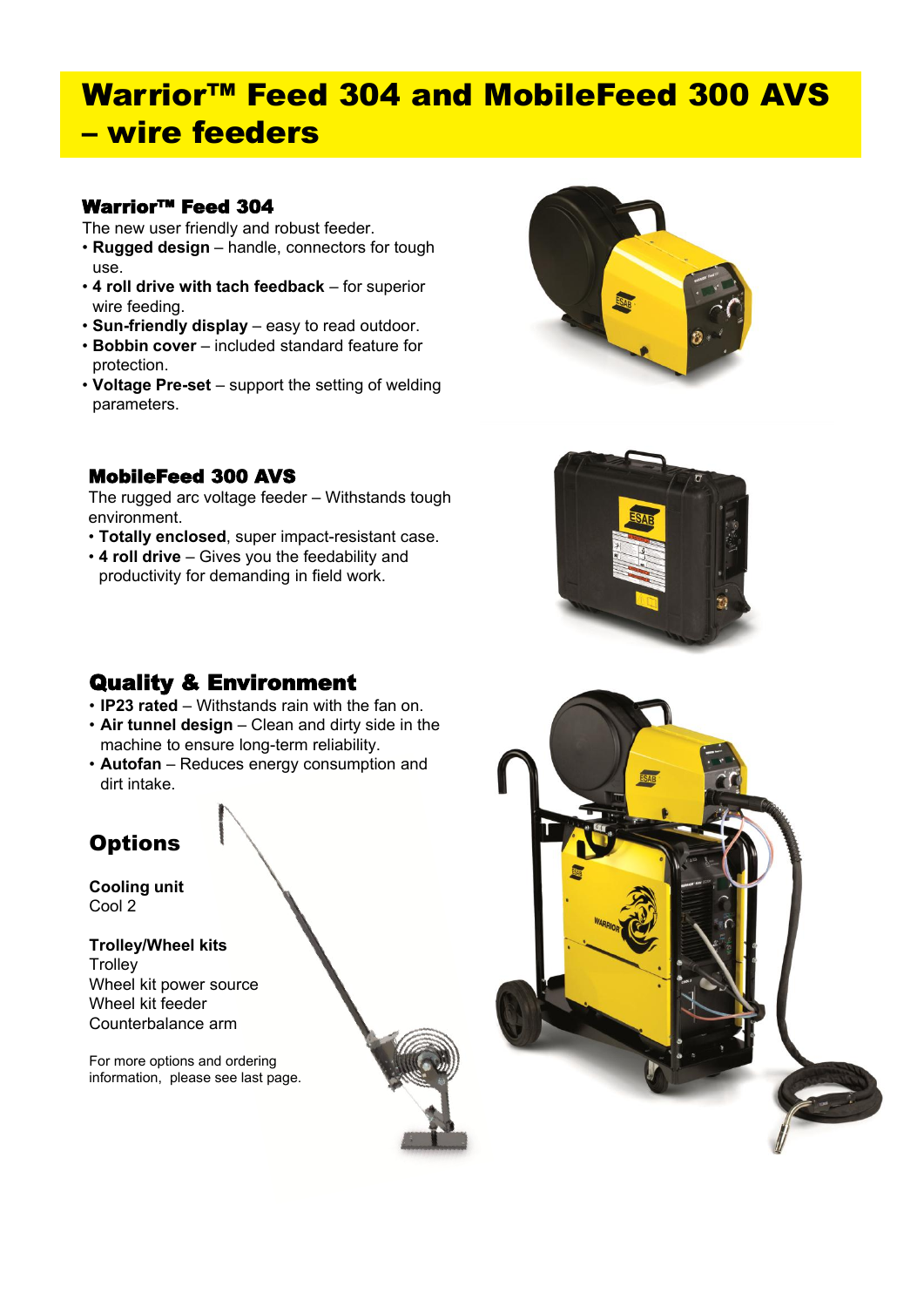# Warrior™ Feed 304 and MobileFeed 300 AVS – wire feeders

## Warrior™ Feed 304

The new user friendly and robust feeder.

- **Rugged design** – handle, connectors for tough use.
- **4 roll drive with tach feedback** – for superior wire feeding.
- **Sun-friendly display** – easy to read outdoor.
- **Bobbin cover** – included standard feature for protection.
- **Voltage Pre-set** – support the setting of welding parameters.

## MobileFeed 300 AVS

The rugged arc voltage feeder – Withstands tough environment.

- **Totally enclosed**, super impact-resistant case.
- **4 roll drive** – Gives you the feedability and productivity for demanding in field work.

## Quality & Environment

- **IP23 rated** – Withstands rain with the fan on.
- **Air tunnel design** – Clean and dirty side in the machine to ensure long-term reliability.
- **Autofan** – Reduces energy consumption and dirt intake.

## Options

**Cooling unit**
Cool 2

**Trolley/Wheel kits**
Trolley
Wheel kit power source
Wheel kit feeder
Counterbalance arm

For more options and ordering information, please see last page.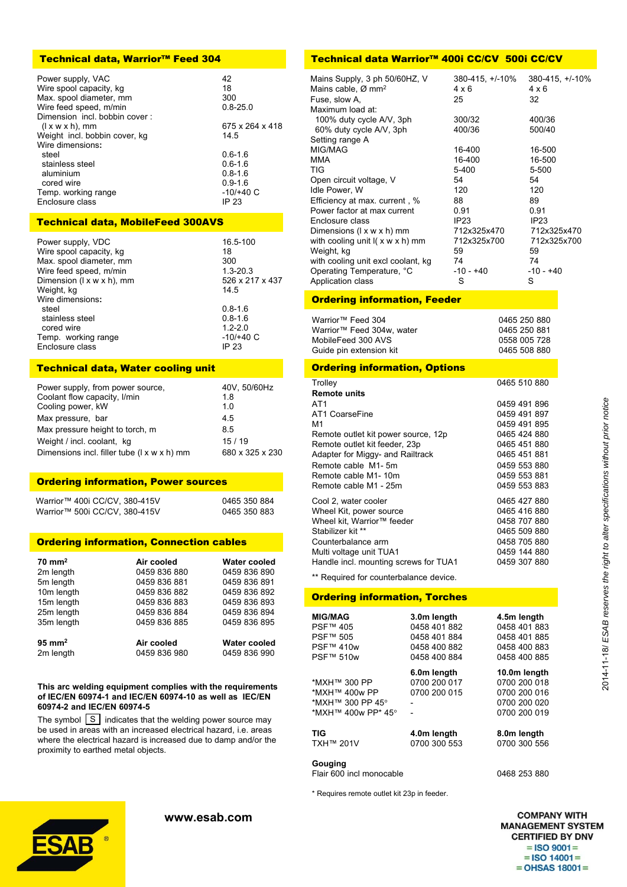## Technical data, Warrior™ Feed 304

| | |
|---|---|
| Power supply, VAC | 42 |
| Wire spool capacity, kg | 18 |
| Max. spool diameter, mm | 300 |
| Wire feed speed, m/min | 0.8-25.0 |
| Dimension incl. bobbin cover : (l x w x h), mm | 675 x 264 x 418 |
| Weight incl. bobbin cover, kg | 14.5 |
| **Wire dimensions:** | |
| steel | 0.6-1.6 |
| stainless steel | 0.6-1.6 |
| aluminium | 0.8-1.6 |
| cored wire | 0.9-1.6 |
| Temp. working range | -10/+40 C |
| Enclosure class | IP 23 |

## Technical data, MobileFeed 300AVS

| | |
|---|---|
| Power supply, VDC | 16.5-100 |
| Wire spool capacity, kg | 18 |
| Max. spool diameter, mm | 300 |
| Wire feed speed, m/min | 1.3-20.3 |
| Dimension (l x w x h), mm | 526 x 217 x 437 |
| Weight, kg | 14.5 |
| **Wire dimensions:** | |
| steel | 0.8-1.6 |
| stainless steel | 0.8-1.6 |
| cored wire | 1.2-2.0 |
| Temp. working range | -10/+40 C |
| Enclosure class | IP 23 |

## Technical data, Water cooling unit

| | |
|---|---|
| Power supply, from power source, | 40V, 50/60Hz |
| Coolant flow capacity, l/min | 1.8 |
| Cooling power, kW | 1.0 |
| Max pressure, bar | 4.5 |
| Max pressure height to torch, m | 8.5 |
| Weight / incl. coolant, kg | 15 / 19 |
| Dimensions incl. filler tube (l x w x h) mm | 680 x 325 x 230 |

## Ordering information, Power sources

| | |
|---|---|
| Warrior™ 400i CC/CV, 380-415V | 0465 350 884 |
| Warrior™ 500i CC/CV, 380-415V | 0465 350 883 |

## Ordering information, Connection cables

| 70 mm² | Air cooled | Water cooled |
|---|---|---|
| 2m length | 0459 836 880 | 0459 836 890 |
| 5m length | 0459 836 881 | 0459 836 891 |
| 10m length | 0459 836 882 | 0459 836 892 |
| 15m length | 0459 836 883 | 0459 836 893 |
| 25m length | 0459 836 884 | 0459 836 894 |
| 35m length | 0459 836 885 | 0459 836 895 |
| **95 mm²** | **Air cooled** | **Water cooled** |
| 2m length | 0459 836 980 | 0459 836 990 |

**This arc welding equipment complies with the requirements of IEC/EN 60974-1 and IEC/EN 60974-10 as well as IEC/EN 60974-2 and IEC/EN 60974-5**

The symbol [S] indicates that the welding power source may be used in areas with an increased electrical hazard, i.e. areas where the electrical hazard is increased due to damp and/or the proximity to earthed metal objects.

## Technical data Warrior™ 400i CC/CV 500i CC/CV

| | 400i CC/CV | 500i CC/CV |
|---|---|---|
| Mains Supply, 3 ph 50/60HZ, V | 380-415, +/-10% | 380-415, +/-10% |
| Mains cable, Ø mm² | 4 x 6 | 4 x 6 |
| Fuse, slow A, | 25 | 32 |
| Maximum load at: | | |
| 100% duty cycle A/V, 3ph | 300/32 | 400/36 |
| 60% duty cycle A/V, 3ph | 400/36 | 500/40 |
| Setting range A | | |
| MIG/MAG | 16-400 | 16-500 |
| MMA | 16-400 | 16-500 |
| TIG | 5-400 | 5-500 |
| Open circuit voltage, V | 54 | 54 |
| Idle Power, W | 120 | 120 |
| Efficiency at max. current , % | 88 | 89 |
| Power factor at max current | 0.91 | 0.91 |
| Enclosure class | IP23 | IP23 |
| Dimensions (l x w x h) mm | 712x325x470 | 712x325x470 |
| with cooling unit l( x w x h) mm | 712x325x700 | 712x325x700 |
| Weight, kg | 59 | 59 |
| with cooling unit excl coolant, kg | 74 | 74 |
| Operating Temperature, °C | -10 - +40 | -10 - +40 |
| Application class | S | S |

## Ordering information, Feeder

| | |
|---|---|
| Warrior™ Feed 304 | 0465 250 880 |
| Warrior™ Feed 304w, water | 0465 250 881 |
| MobileFeed 300 AVS | 0558 005 728 |
| Guide pin extension kit | 0465 508 880 |

## Ordering information, Options

| | |
|---|---|
| Trolley | 0465 510 880 |
| **Remote units** | |
| AT1 | 0459 491 896 |
| AT1 CoarseFine | 0459 491 897 |
| M1 | 0459 491 895 |
| Remote outlet kit power source, 12p | 0465 424 880 |
| Remote outlet kit feeder, 23p | 0465 451 880 |
| Adapter for Miggy- and Railtrack | 0465 451 881 |
| Remote cable M1- 5m | 0459 553 880 |
| Remote cable M1- 10m | 0459 553 881 |
| Remote cable M1 - 25m | 0459 553 883 |
| Cool 2, water cooler | 0465 427 880 |
| Wheel Kit, power source | 0465 416 880 |
| Wheel kit, Warrior™ feeder | 0458 707 880 |
| Stabilizer kit ** | 0465 509 880 |
| Counterbalance arm | 0458 705 880 |
| Multi voltage unit TUA1 | 0459 144 880 |
| Handle incl. mounting screws for TUA1 | 0459 307 880 |

** Required for counterbalance device.

## Ordering information, Torches

| MIG/MAG | 3.0m length | 4.5m length |
|---|---|---|
| PSF™ 405 | 0458 401 882 | 0458 401 883 |
| PSF™ 505 | 0458 401 884 | 0458 401 885 |
| PSF™ 410w | 0458 400 882 | 0458 400 883 |
| PSF™ 510w | 0458 400 884 | 0458 400 885 |
| | **6.0m length** | **10.0m length** |
| *MXH™ 300 PP | 0700 200 017 | 0700 200 018 |
| *MXH™ 400w PP | 0700 200 015 | 0700 200 016 |
| *MXH™ 300 PP 45° | - | 0700 200 020 |
| *MXH™ 400w PP* 45° | - | 0700 200 019 |
| **TIG** | **4.0m length** | **8.0m length** |
| TXH™ 201V | 0700 300 553 | 0700 300 556 |
| **Gouging** | | |
| Flair 600 incl monocable | | 0468 253 880 |

* Requires remote outlet kit 23p in feeder.

2014-11-18/ ESAB reserves the right to alter specifications without prior notice

ESAB®

www.esab.com

COMPANY WITH MANAGEMENT SYSTEM CERTIFIED BY DNV
= ISO 9001 =
= ISO 14001 =
= OHSAS 18001 =